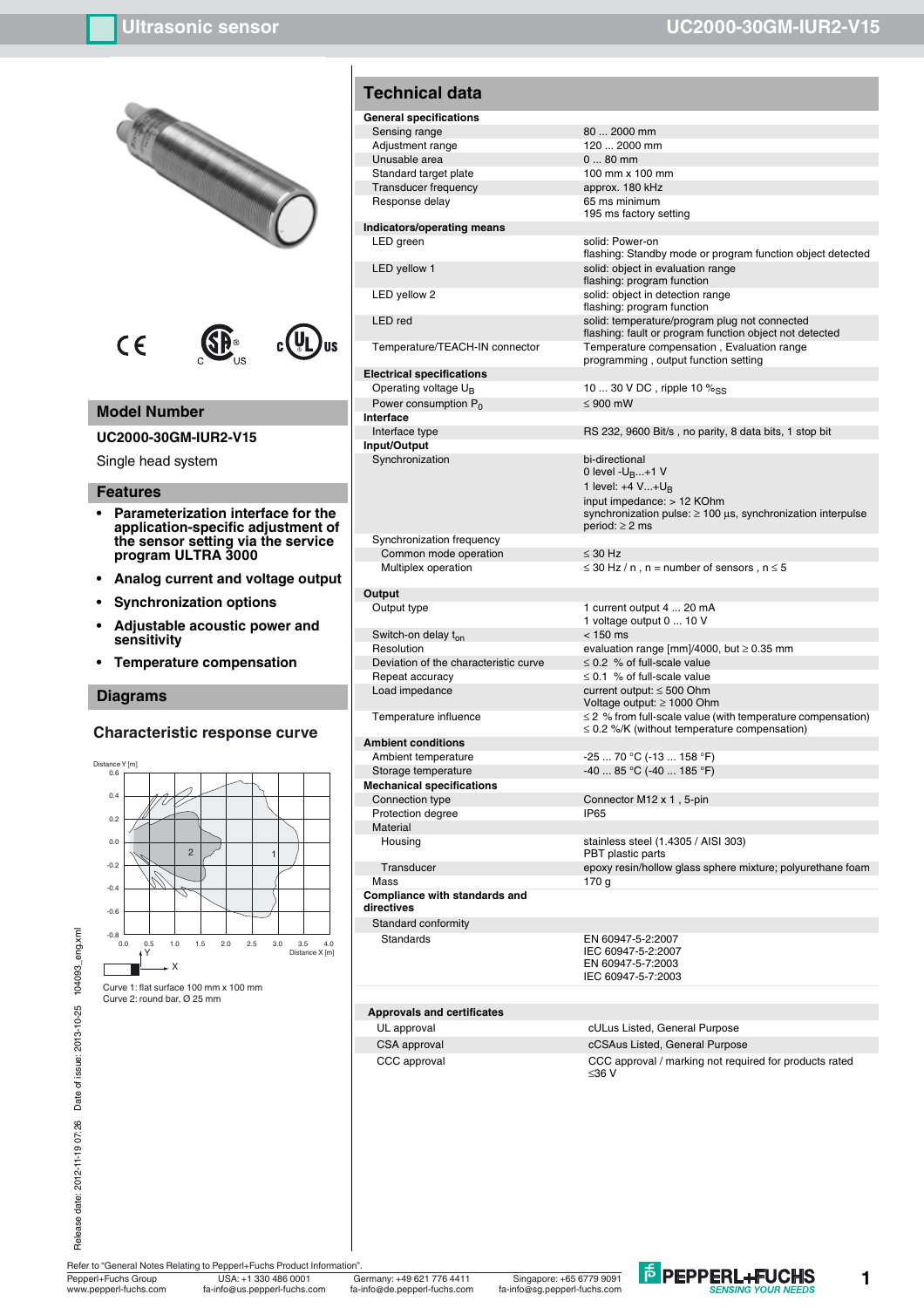# Ultrasonic sensor UC2000-30GM-IUR2-V15

## Model Number

**UC2000-30GM-IUR2-V15**

Single head system

## Features

- **Parameterization interface for the application-specific adjustment of the sensor setting via the service program ULTRA 3000**
- **Analog current and voltage output**
- **Synchronization options**
- **Adjustable acoustic power and sensitivity**
- **Temperature compensation**

## Diagrams

### Characteristic response curve

Curve 1: flat surface 100 mm x 100 mm
Curve 2: round bar, Ø 25 mm

## Technical data

| | |
|---|---|
| **General specifications** | |
| Sensing range | 80 ... 2000 mm |
| Adjustment range | 120 ... 2000 mm |
| Unusable area | 0 ... 80 mm |
| Standard target plate | 100 mm x 100 mm |
| Transducer frequency | approx. 180 kHz |
| Response delay | 65 ms minimum<br>195 ms factory setting |
| **Indicators/operating means** | |
| LED green | solid: Power-on<br>flashing: Standby mode or program function object detected |
| LED yellow 1 | solid: object in evaluation range<br>flashing: program function |
| LED yellow 2 | solid: object in detection range<br>flashing: program function |
| LED red | solid: temperature/program plug not connected<br>flashing: fault or program function object not detected |
| Temperature/TEACH-IN connector | Temperature compensation , Evaluation range programming , output function setting |
| **Electrical specifications** | |
| Operating voltage $U_B$ | 10 ... 30 V DC , ripple 10 $\%_{SS}$ |
| Power consumption $P_0$ | ≤ 900 mW |
| **Interface** | |
| Interface type | RS 232, 9600 Bit/s , no parity, 8 data bits, 1 stop bit |
| **Input/Output** | |
| Synchronization | bi-directional<br>0 level $-U_B$...+1 V<br>1 level: +4 V...+$U_B$<br>input impedance: > 12 KOhm<br>synchronization pulse: ≥ 100 µs, synchronization interpulse period: ≥ 2 ms |
| Synchronization frequency | |
| Common mode operation | ≤ 30 Hz |
| Multiplex operation | ≤ 30 Hz / n , n = number of sensors , n ≤ 5 |
| **Output** | |
| Output type | 1 current output 4 ... 20 mA<br>1 voltage output 0 ... 10 V |
| Switch-on delay $t_{on}$ | < 150 ms |
| Resolution | evaluation range [mm]/4000, but ≥ 0.35 mm |
| Deviation of the characteristic curve | ≤ 0.2 % of full-scale value |
| Repeat accuracy | ≤ 0.1 % of full-scale value |
| Load impedance | current output: ≤ 500 Ohm<br>Voltage output: ≥ 1000 Ohm |
| Temperature influence | ≤ 2 % from full-scale value (with temperature compensation)<br>≤ 0.2 %/K (without temperature compensation) |
| **Ambient conditions** | |
| Ambient temperature | -25 ... 70 °C (-13 ... 158 °F) |
| Storage temperature | -40 ... 85 °C (-40 ... 185 °F) |
| **Mechanical specifications** | |
| Connection type | Connector M12 x 1 , 5-pin |
| Protection degree | IP65 |
| Material | |
| Housing | stainless steel (1.4305 / AISI 303)<br>PBT plastic parts |
| Transducer | epoxy resin/hollow glass sphere mixture; polyurethane foam |
| Mass | 170 g |
| **Compliance with standards and directives** | |
| Standard conformity | |
| Standards | EN 60947-5-2:2007<br>IEC 60947-5-2:2007<br>EN 60947-5-7:2003<br>IEC 60947-5-7:2003 |

| | |
|---|---|
| **Approvals and certificates** | |
| UL approval | cULus Listed, General Purpose |
| CSA approval | cCSAus Listed, General Purpose |
| CCC approval | CCC approval / marking not required for products rated ≤36 V |

Release date: 2012-11-19 07:26 Date of issue: 2013-10-25 104093_eng.xml

Refer to "General Notes Relating to Pepperl+Fuchs Product Information".

Pepperl+Fuchs Group www.pepperl-fuchs.com | USA: +1 330 486 0001 fa-info@us.pepperl-fuchs.com | Germany: +49 621 776 4411 fa-info@de.pepperl-fuchs.com | Singapore: +65 6779 9091 fa-info@sg.pepperl-fuchs.com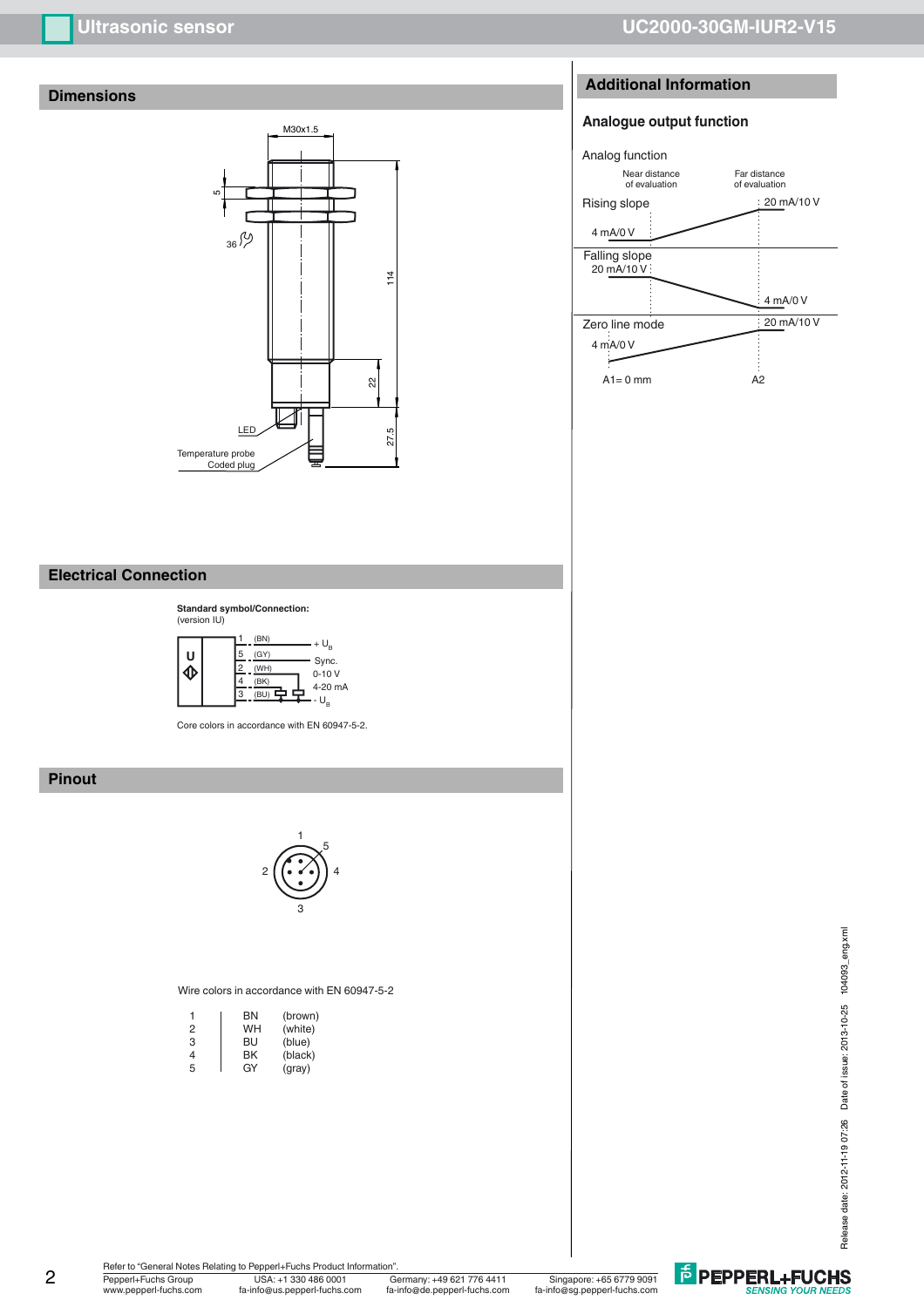## Dimensions

M30x1.5

5

36

114

22

27.5

LED

Temperature probe
Coded plug

## Electrical Connection

**Standard symbol/Connection:**
(version IU)

| Pin | Color | Function |
|---|---|---|
| 1 | (BN) | + $U_B$ |
| 5 | (GY) | Sync. |
| 2 | (WH) | 0-10 V |
| 4 | (BK) | 4-20 mA |
| 3 | (BU) | - $U_B$ |

Core colors in accordance with EN 60947-5-2.

## Pinout

Wire colors in accordance with EN 60947-5-2

| | | |
|---|---|---|
| 1 | BN | (brown) |
| 2 | WH | (white) |
| 3 | BU | (blue) |
| 4 | BK | (black) |
| 5 | GY | (gray) |

## Additional Information

### Analogue output function

Analog function

Near distance of evaluation — Far distance of evaluation

Rising slope: 4 mA/0 V → 20 mA/10 V

Falling slope: 20 mA/10 V → 4 mA/0 V

Zero line mode: 4 mA/0 V → 20 mA/10 V

A1= 0 mm — A2

Release date: 2012-11-19 07:26 Date of issue: 2013-10-25 104093_eng.xml

Refer to "General Notes Relating to Pepperl+Fuchs Product Information".

Pepperl+Fuchs Group
www.pepperl-fuchs.com

USA: +1 330 486 0001
fa-info@us.pepperl-fuchs.com

Germany: +49 621 776 4411
fa-info@de.pepperl-fuchs.com

Singapore: +65 6779 9091
fa-info@sg.pepperl-fuchs.com

PEPPERL+FUCHS
SENSING YOUR NEEDS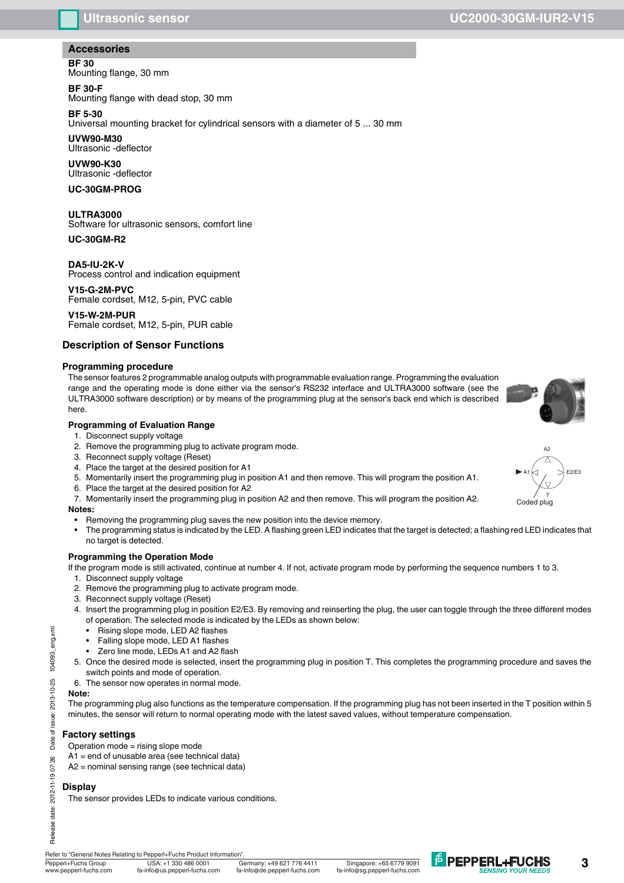## Accessories

**BF 30**
Mounting flange, 30 mm

**BF 30-F**
Mounting flange with dead stop, 30 mm

**BF 5-30**
Universal mounting bracket for cylindrical sensors with a diameter of 5 ... 30 mm

**UVW90-M30**
Ultrasonic -deflector

**UVW90-K30**
Ultrasonic -deflector

**UC-30GM-PROG**

**ULTRA3000**
Software for ultrasonic sensors, comfort line

**UC-30GM-R2**

**DA5-IU-2K-V**
Process control and indication equipment

**V15-G-2M-PVC**
Female cordset, M12, 5-pin, PVC cable

**V15-W-2M-PUR**
Female cordset, M12, 5-pin, PUR cable

## Description of Sensor Functions

### Programming procedure

The sensor features 2 programmable analog outputs with programmable evaluation range. Programming the evaluation range and the operating mode is done either via the sensor's RS232 interface and ULTRA3000 software (see the ULTRA3000 software description) or by means of the programming plug at the sensor's back end which is described here.

#### Programming of Evaluation Range

1. Disconnect supply voltage
2. Remove the programming plug to activate program mode.
3. Reconnect supply voltage (Reset)
4. Place the target at the desired position for A1
5. Momentarily insert the programming plug in position A1 and then remove. This will program the position A1.
6. Place the target at the desired position for A2
7. Momentarily insert the programming plug in position A2 and then remove. This will program the position A2.

A2, A1, E2/E3, T
Coded plug

**Notes:**

- Removing the programming plug saves the new position into the device memory.
- The programming status is indicated by the LED. A flashing green LED indicates that the target is detected; a flashing red LED indicates that no target is detected.

#### Programming the Operation Mode

If the program mode is still activated, continue at number 4. If not, activate program mode by performing the sequence numbers 1 to 3.

1. Disconnect supply voltage
2. Remove the programming plug to activate program mode.
3. Reconnect supply voltage (Reset)
4. Insert the programming plug in position E2/E3. By removing and reinserting the plug, the user can toggle through the three different modes of operation. The selected mode is indicated by the LEDs as shown below:
   - Rising slope mode, LED A2 flashes
   - Falling slope mode, LED A1 flashes
   - Zero line mode, LEDs A1 and A2 flash
5. Once the desired mode is selected, insert the programming plug in position T. This completes the programming procedure and saves the switch points and mode of operation.
6. The sensor now operates in normal mode.

**Note:**
The programming plug also functions as the temperature compensation. If the programming plug has not been inserted in the T position within 5 minutes, the sensor will return to normal operating mode with the latest saved values, without temperature compensation.

### Factory settings

Operation mode = rising slope mode
A1 = end of unusable area (see technical data)
A2 = nominal sensing range (see technical data)

### Display

The sensor provides LEDs to indicate various conditions.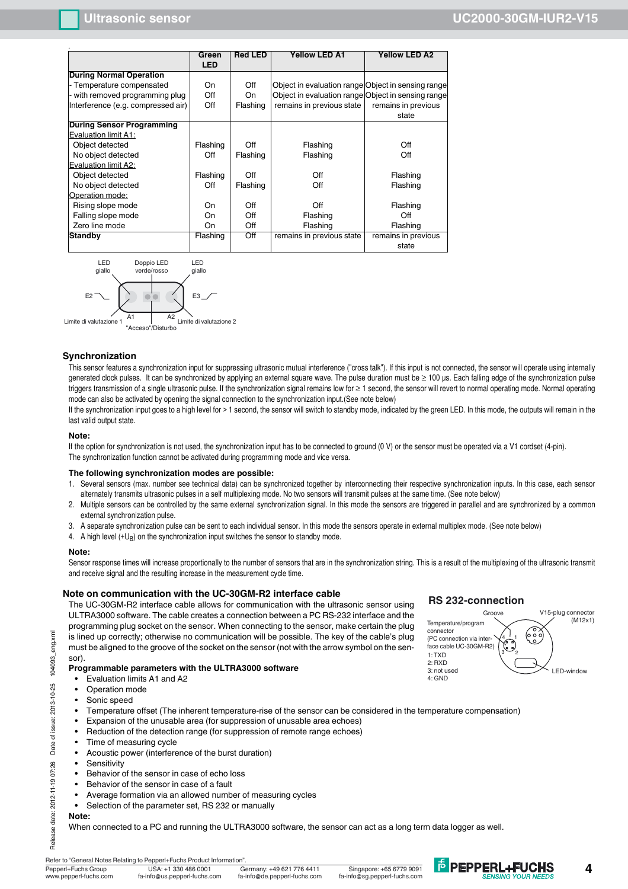|  | Green LED | Red LED | Yellow LED A1 | Yellow LED A2 |
|---|---|---|---|---|
| **During Normal Operation** |  |  |  |  |
| - Temperature compensated | On | Off | Object in evaluation range | Object in sensing range |
| - with removed programming plug | Off | On | Object in evaluation range | Object in sensing range |
| Interference (e.g. compressed air) | Off | Flashing | remains in previous state | remains in previous state |
| **During Sensor Programming** |  |  |  |  |
| Evaluation limit A1: |  |  |  |  |
| Object detected | Flashing | Off | Flashing | Off |
| No object detected | Off | Flashing | Flashing | Off |
| Evaluation limit A2: |  |  |  |  |
| Object detected | Flashing | Off | Off | Flashing |
| No object detected | Off | Flashing | Off | Flashing |
| Operation mode: |  |  |  |  |
| Rising slope mode | On | Off | Off | Flashing |
| Falling slope mode | On | Off | Flashing | Off |
| Zero line mode | On | Off | Flashing | Flashing |
| **Standby** | Flashing | Off | remains in previous state | remains in previous state |

LED giallo | Doppio LED verde/rosso | LED giallo | E2 | E3 | A1 | A2 | Limite di valutazione 1 | Limite di valutazione 2 | "Acceso"/Disturbo

## Synchronization

This sensor features a synchronization input for suppressing ultrasonic mutual interference ("cross talk"). If this input is not connected, the sensor will operate using internally generated clock pulses. It can be synchronized by applying an external square wave. The pulse duration must be ≥ 100 µs. Each falling edge of the synchronization pulse triggers transmission of a single ultrasonic pulse. If the synchronization signal remains low for ≥ 1 second, the sensor will revert to normal operating mode. Normal operating mode can also be activated by opening the signal connection to the synchronization input.(See note below)

If the synchronization input goes to a high level for > 1 second, the sensor will switch to standby mode, indicated by the green LED. In this mode, the outputs will remain in the last valid output state.

**Note:**

If the option for synchronization is not used, the synchronization input has to be connected to ground (0 V) or the sensor must be operated via a V1 cordset (4-pin).
The synchronization function cannot be activated during programming mode and vice versa.

**The following synchronization modes are possible:**

1. Several sensors (max. number see technical data) can be synchronized together by interconnecting their respective synchronization inputs. In this case, each sensor alternately transmits ultrasonic pulses in a self multiplexing mode. No two sensors will transmit pulses at the same time. (See note below)
2. Multiple sensors can be controlled by the same external synchronization signal. In this mode the sensors are triggered in parallel and are synchronized by a common external synchronization pulse.
3. A separate synchronization pulse can be sent to each individual sensor. In this mode the sensors operate in external multiplex mode. (See note below)
4. A high level (+$U_B$) on the synchronization input switches the sensor to standby mode.

**Note:**

Sensor response times will increase proportionally to the number of sensors that are in the synchronization string. This is a result of the multiplexing of the ultrasonic transmit and receive signal and the resulting increase in the measurement cycle time.

## Note on communication with the UC-30GM-R2 interface cable

The UC-30GM-R2 interface cable allows for communication with the ultrasonic sensor using ULTRA3000 software. The cable creates a connection between a PC RS-232 interface and the programming plug socket on the sensor. When connecting to the sensor, make certain the plug is lined up correctly; otherwise no communication will be possible. The key of the cable's plug must be aligned to the groove of the socket on the sensor (not with the arrow symbol on the sensor).

**Programmable parameters with the ULTRA3000 software**

- Evaluation limits A1 and A2
- Operation mode
- Sonic speed
- Temperature offset (The inherent temperature-rise of the sensor can be considered in the temperature compensation)
- Expansion of the unusable area (for suppression of unusable area echoes)
- Reduction of the detection range (for suppression of remote range echoes)
- Time of measuring cycle
- Acoustic power (interference of the burst duration)
- Sensitivity
- Behavior of the sensor in case of echo loss
- Behavior of the sensor in case of a fault
- Average formation via an allowed number of measuring cycles
- Selection of the parameter set, RS 232 or manually

**Note:**

When connected to a PC and running the ULTRA3000 software, the sensor can act as a long term data logger as well.

## RS 232-connection

Groove | V15-plug connector (M12x1) | LED-window

Temperature/program connector (PC connection via interface cable UC-30GM-R2)
1: TXD
2: RXD
3: not used
4: GND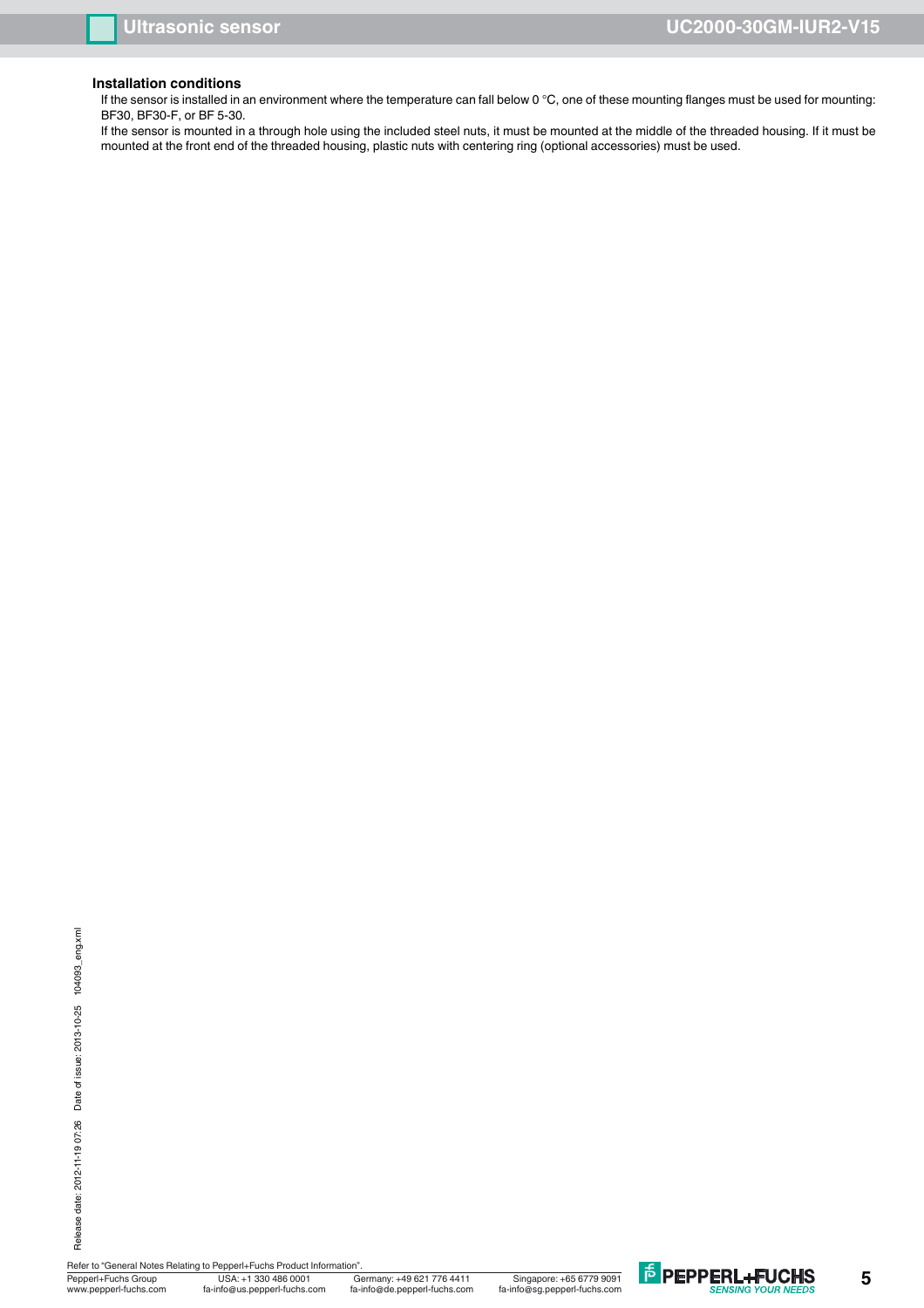### Installation conditions

If the sensor is installed in an environment where the temperature can fall below 0 °C, one of these mounting flanges must be used for mounting: BF30, BF30-F, or BF 5-30.

If the sensor is mounted in a through hole using the included steel nuts, it must be mounted at the middle of the threaded housing. If it must be mounted at the front end of the threaded housing, plastic nuts with centering ring (optional accessories) must be used.